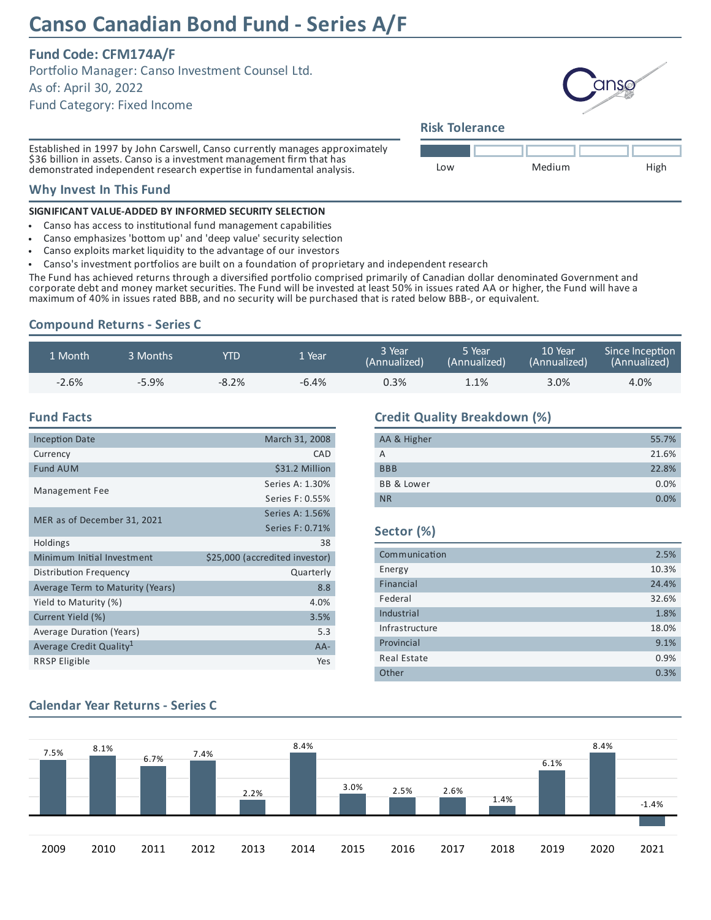# Canso Canadian Bond Fund - Series A/F

**Fund Code: CFM174A/F**

Portfolio Manager: Canso Investment Counsel Ltd.

As of: April 30, 2022

Fund Category: Fixed Income

Established in 1997 by John Carswell, Canso currently manages approximately $36 billion in assets. Canso is a investment management firm that has demonstrated independent research expertise in fundamental analysis.

## Risk Tolerance

Low — Medium — High

## Why Invest In This Fund

**SIGNIFICANT VALUE-ADDED BY INFORMED SECURITY SELECTION**

- Canso has access to institutional fund management capabilities
- Canso emphasizes 'bottom up' and 'deep value' security selection
- Canso exploits market liquidity to the advantage of our investors
- Canso's investment portfolios are built on a foundation of proprietary and independent research

The Fund has achieved returns through a diversified portfolio comprised primarily of Canadian dollar denominated Government and corporate debt and money market securities. The Fund will be invested at least 50% in issues rated AA or higher, the Fund will have a maximum of 40% in issues rated BBB, and no security will be purchased that is rated below BBB-, or equivalent.

## Compound Returns - Series C

| 1 Month | 3 Months | YTD | 1 Year | 3 Year (Annualized) | 5 Year (Annualized) | 10 Year (Annualized) | Since Inception (Annualized) |
|---|---|---|---|---|---|---|---|
| -2.6% | -5.9% | -8.2% | -6.4% | 0.3% | 1.1% | 3.0% | 4.0% |

## Fund Facts

| | |
|---|---|
| Inception Date | March 31, 2008 |
| Currency | CAD |
| Fund AUM | $31.2 Million |
| Management Fee | Series A: 1.30%<br>Series F: 0.55% |
| MER as of December 31, 2021 | Series A: 1.56%<br>Series F: 0.71% |
| Holdings | 38 |
| Minimum Initial Investment | $25,000 (accredited investor) |
| Distribution Frequency | Quarterly |
| Average Term to Maturity (Years) | 8.8 |
| Yield to Maturity (%) | 4.0% |
| Current Yield (%) | 3.5% |
| Average Duration (Years) | 5.3 |
| Average Credit Quality[1] | AA- |
| RRSP Eligible | Yes |

## Credit Quality Breakdown (%)

| | |
|---|---|
| AA & Higher | 55.7% |
| A | 21.6% |
| BBB | 22.8% |
| BB & Lower | 0.0% |
| NR | 0.0% |

## Sector (%)

| | |
|---|---|
| Communication | 2.5% |
| Energy | 10.3% |
| Financial | 24.4% |
| Federal | 32.6% |
| Industrial | 1.8% |
| Infrastructure | 18.0% |
| Provincial | 9.1% |
| Real Estate | 0.9% |
| Other | 0.3% |

## Calendar Year Returns - Series C

| 2009 | 2010 | 2011 | 2012 | 2013 | 2014 | 2015 | 2016 | 2017 | 2018 | 2019 | 2020 | 2021 |
|---|---|---|---|---|---|---|---|---|---|---|---|---|
| 7.5% | 8.1% | 6.7% | 7.4% | 2.2% | 8.4% | 3.0% | 2.5% | 2.6% | 1.4% | 6.1% | 8.4% | -1.4% |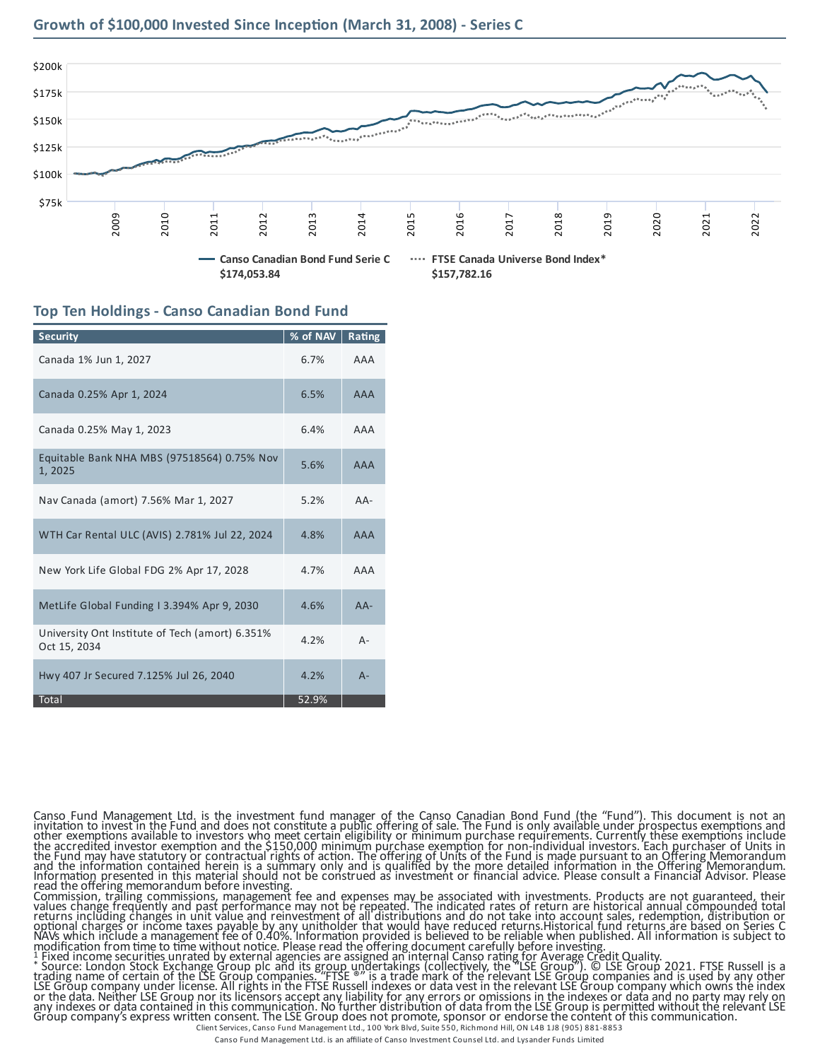## Growth of $100,000 Invested Since Inception (March 31, 2008) - Series C

$200k
$175k
$150k
$125k
$100k
$75k

2009 2010 2011 2012 2013 2014 2015 2016 2017 2018 2019 2020 2021 2022

**Canso Canadian Bond Fund Serie C**
**$174,053.84**

**FTSE Canada Universe Bond Index***
**$157,782.16**

## Top Ten Holdings - Canso Canadian Bond Fund

| Security | % of NAV | Rating |
|---|---|---|
| Canada 1% Jun 1, 2027 | 6.7% | AAA |
| Canada 0.25% Apr 1, 2024 | 6.5% | AAA |
| Canada 0.25% May 1, 2023 | 6.4% | AAA |
| Equitable Bank NHA MBS (97518564) 0.75% Nov 1, 2025 | 5.6% | AAA |
| Nav Canada (amort) 7.56% Mar 1, 2027 | 5.2% | AA- |
| WTH Car Rental ULC (AVIS) 2.781% Jul 22, 2024 | 4.8% | AAA |
| New York Life Global FDG 2% Apr 17, 2028 | 4.7% | AAA |
| MetLife Global Funding I 3.394% Apr 9, 2030 | 4.6% | AA- |
| University Ont Institute of Tech (amort) 6.351% Oct 15, 2034 | 4.2% | A- |
| Hwy 407 Jr Secured 7.125% Jul 26, 2040 | 4.2% | A- |
| Total | 52.9% | |

Canso Fund Management Ltd. is the investment fund manager of the Canso Canadian Bond Fund (the "Fund"). This document is not an invitation to invest in the Fund and does not constitute a public offering of sale. The Fund is only available under prospectus exemptions and other exemptions available to investors who meet certain eligibility or minimum purchase requirements. Currently these exemptions include the accredited investor exemption and the $150,000 minimum purchase exemption for non-individual investors. Each purchaser of Units in the Fund may have statutory or contractual rights of action. The offering of Units of the Fund is made pursuant to an Offering Memorandum and the information contained herein is a summary only and is qualified by the more detailed information in the Offering Memorandum. Information presented in this material should not be construed as investment or financial advice. Please consult a Financial Advisor. Please read the offering memorandum before investing.

Commission, trailing commissions, management fee and expenses may be associated with investments. Products are not guaranteed, their values change frequently and past performance may not be repeated. The indicated rates of return are historical annual compounded total returns including changes in unit value and reinvestment of all distributions and do not take into account sales, redemption, distribution or optional charges or income taxes payable by any unitholder that would have reduced returns.Historical fund returns are based on Series C NAVs which include a management fee of 0.40%. Information provided is believed to be reliable when published. All information is subject to modification from time to time without notice. Please read the offering document carefully before investing.

[1] Fixed income securities unrated by external agencies are assigned an internal Canso rating for Average Credit Quality.

* Source: London Stock Exchange Group plc and its group undertakings (collectively, the "LSE Group"). © LSE Group 2021. FTSE Russell is a trading name of certain of the LSE Group companies. "FTSE ®" is a trade mark of the relevant LSE Group companies and is used by any other LSE Group company under license. All rights in the FTSE Russell indexes or data vest in the relevant LSE Group company which owns the index or the data. Neither LSE Group nor its licensors accept any liability for any errors or omissions in the indexes or data and no party may rely on any indexes or data contained in this communication. No further distribution of data from the LSE Group is permitted without the relevant LSE Group company's express written consent. The LSE Group does not promote, sponsor or endorse the content of this communication.

Client Services, Canso Fund Management Ltd., 100 York Blvd, Suite 550, Richmond Hill, ON L4B 1J8 (905) 881-8853

Canso Fund Management Ltd. is an affiliate of Canso Investment Counsel Ltd. and Lysander Funds Limited